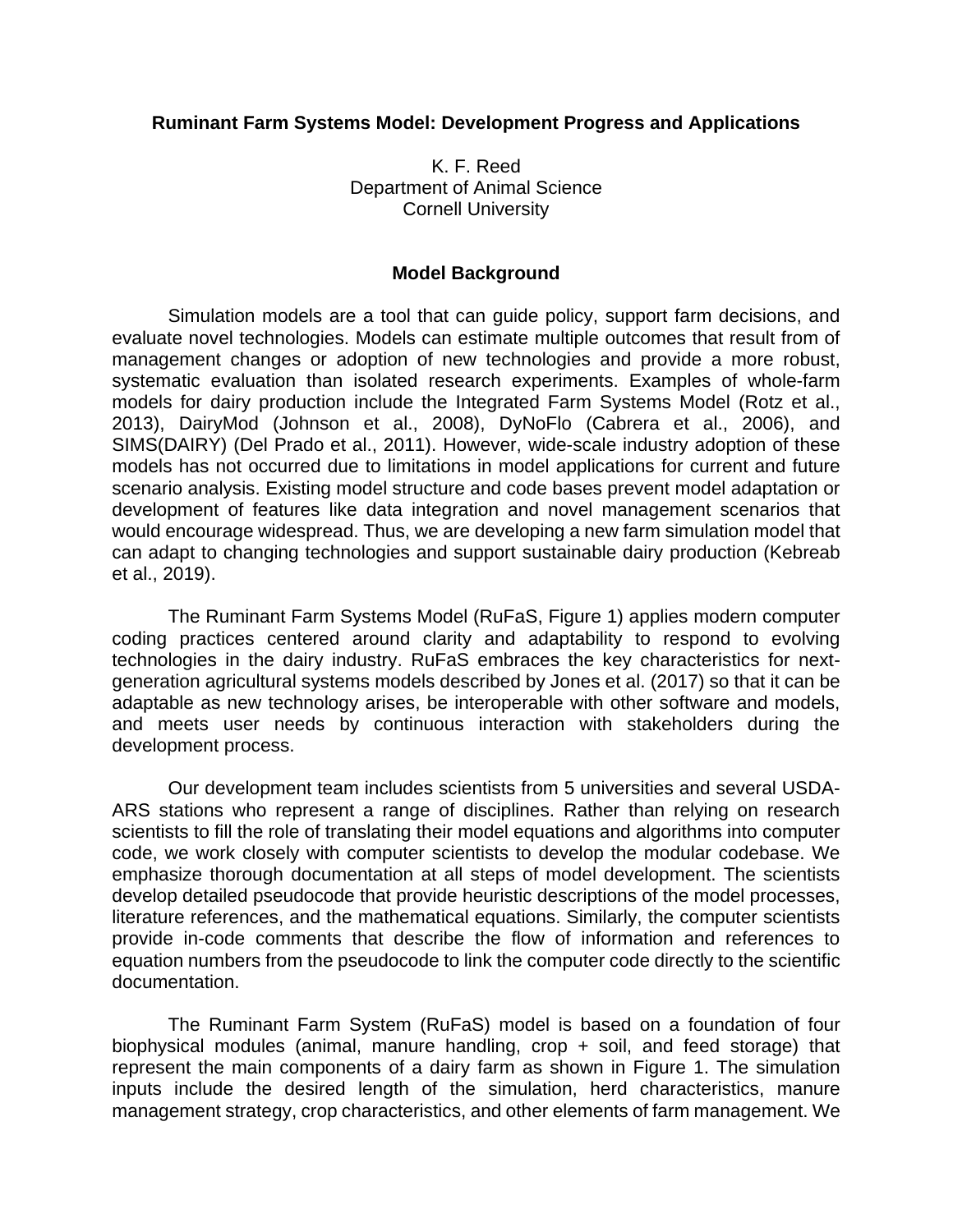**Ruminant Farm Systems Model: Development Progress and Applications**

K. F. Reed  
Department of Animal Science  
Cornell University

## Model Background

Simulation models are a tool that can guide policy, support farm decisions, and evaluate novel technologies. Models can estimate multiple outcomes that result from of management changes or adoption of new technologies and provide a more robust, systematic evaluation than isolated research experiments. Examples of whole-farm models for dairy production include the Integrated Farm Systems Model (Rotz et al., 2013), DairyMod (Johnson et al., 2008), DyNoFlo (Cabrera et al., 2006), and SIMS(DAIRY) (Del Prado et al., 2011). However, wide-scale industry adoption of these models has not occurred due to limitations in model applications for current and future scenario analysis. Existing model structure and code bases prevent model adaptation or development of features like data integration and novel management scenarios that would encourage widespread. Thus, we are developing a new farm simulation model that can adapt to changing technologies and support sustainable dairy production (Kebreab et al., 2019).

The Ruminant Farm Systems Model (RuFaS, Figure 1) applies modern computer coding practices centered around clarity and adaptability to respond to evolving technologies in the dairy industry. RuFaS embraces the key characteristics for next-generation agricultural systems models described by Jones et al. (2017) so that it can be adaptable as new technology arises, be interoperable with other software and models, and meets user needs by continuous interaction with stakeholders during the development process.

Our development team includes scientists from 5 universities and several USDA-ARS stations who represent a range of disciplines. Rather than relying on research scientists to fill the role of translating their model equations and algorithms into computer code, we work closely with computer scientists to develop the modular codebase. We emphasize thorough documentation at all steps of model development. The scientists develop detailed pseudocode that provide heuristic descriptions of the model processes, literature references, and the mathematical equations. Similarly, the computer scientists provide in-code comments that describe the flow of information and references to equation numbers from the pseudocode to link the computer code directly to the scientific documentation.

The Ruminant Farm System (RuFaS) model is based on a foundation of four biophysical modules (animal, manure handling, crop + soil, and feed storage) that represent the main components of a dairy farm as shown in Figure 1. The simulation inputs include the desired length of the simulation, herd characteristics, manure management strategy, crop characteristics, and other elements of farm management. We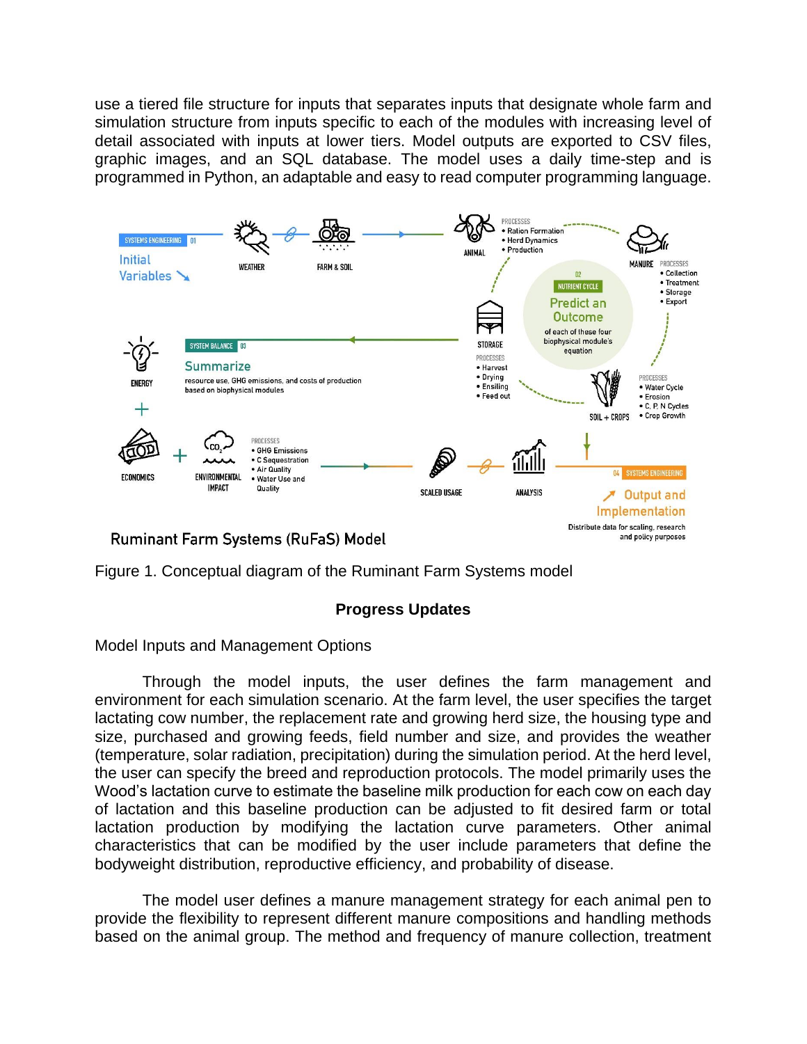use a tiered file structure for inputs that separates inputs that designate whole farm and simulation structure from inputs specific to each of the modules with increasing level of detail associated with inputs at lower tiers. Model outputs are exported to CSV files, graphic images, and an SQL database. The model uses a daily time-step and is programmed in Python, an adaptable and easy to read computer programming language.

Figure 1. Conceptual diagram of the Ruminant Farm Systems model

## Progress Updates

Model Inputs and Management Options

Through the model inputs, the user defines the farm management and environment for each simulation scenario. At the farm level, the user specifies the target lactating cow number, the replacement rate and growing herd size, the housing type and size, purchased and growing feeds, field number and size, and provides the weather (temperature, solar radiation, precipitation) during the simulation period. At the herd level, the user can specify the breed and reproduction protocols. The model primarily uses the Wood's lactation curve to estimate the baseline milk production for each cow on each day of lactation and this baseline production can be adjusted to fit desired farm or total lactation production by modifying the lactation curve parameters. Other animal characteristics that can be modified by the user include parameters that define the bodyweight distribution, reproductive efficiency, and probability of disease.

The model user defines a manure management strategy for each animal pen to provide the flexibility to represent different manure compositions and handling methods based on the animal group. The method and frequency of manure collection, treatment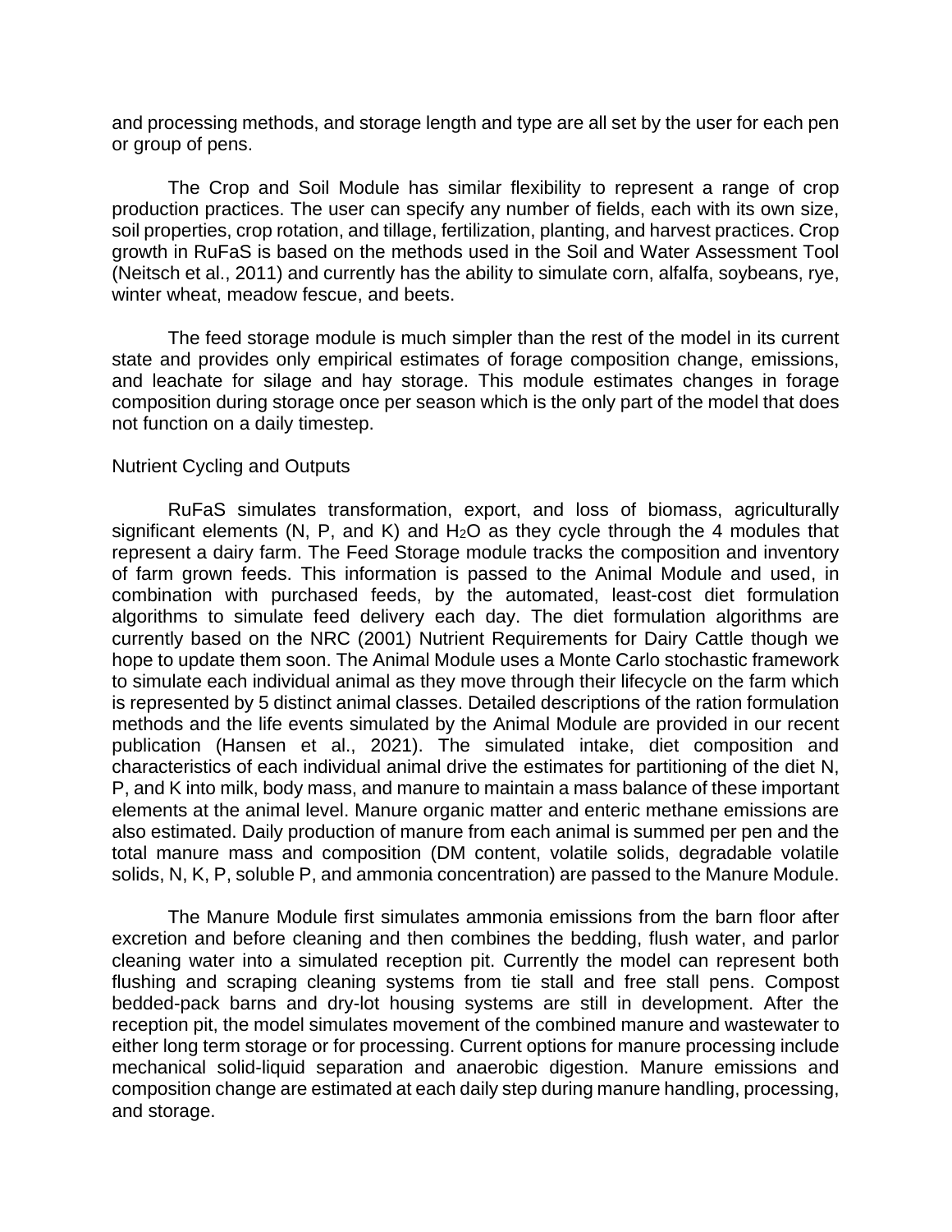and processing methods, and storage length and type are all set by the user for each pen or group of pens.

The Crop and Soil Module has similar flexibility to represent a range of crop production practices. The user can specify any number of fields, each with its own size, soil properties, crop rotation, and tillage, fertilization, planting, and harvest practices. Crop growth in RuFaS is based on the methods used in the Soil and Water Assessment Tool (Neitsch et al., 2011) and currently has the ability to simulate corn, alfalfa, soybeans, rye, winter wheat, meadow fescue, and beets.

The feed storage module is much simpler than the rest of the model in its current state and provides only empirical estimates of forage composition change, emissions, and leachate for silage and hay storage. This module estimates changes in forage composition during storage once per season which is the only part of the model that does not function on a daily timestep.

## Nutrient Cycling and Outputs

RuFaS simulates transformation, export, and loss of biomass, agriculturally significant elements (N, P, and K) and $H_2O$ as they cycle through the 4 modules that represent a dairy farm. The Feed Storage module tracks the composition and inventory of farm grown feeds. This information is passed to the Animal Module and used, in combination with purchased feeds, by the automated, least-cost diet formulation algorithms to simulate feed delivery each day. The diet formulation algorithms are currently based on the NRC (2001) Nutrient Requirements for Dairy Cattle though we hope to update them soon. The Animal Module uses a Monte Carlo stochastic framework to simulate each individual animal as they move through their lifecycle on the farm which is represented by 5 distinct animal classes. Detailed descriptions of the ration formulation methods and the life events simulated by the Animal Module are provided in our recent publication (Hansen et al., 2021). The simulated intake, diet composition and characteristics of each individual animal drive the estimates for partitioning of the diet N, P, and K into milk, body mass, and manure to maintain a mass balance of these important elements at the animal level. Manure organic matter and enteric methane emissions are also estimated. Daily production of manure from each animal is summed per pen and the total manure mass and composition (DM content, volatile solids, degradable volatile solids, N, K, P, soluble P, and ammonia concentration) are passed to the Manure Module.

The Manure Module first simulates ammonia emissions from the barn floor after excretion and before cleaning and then combines the bedding, flush water, and parlor cleaning water into a simulated reception pit. Currently the model can represent both flushing and scraping cleaning systems from tie stall and free stall pens. Compost bedded-pack barns and dry-lot housing systems are still in development. After the reception pit, the model simulates movement of the combined manure and wastewater to either long term storage or for processing. Current options for manure processing include mechanical solid-liquid separation and anaerobic digestion. Manure emissions and composition change are estimated at each daily step during manure handling, processing, and storage.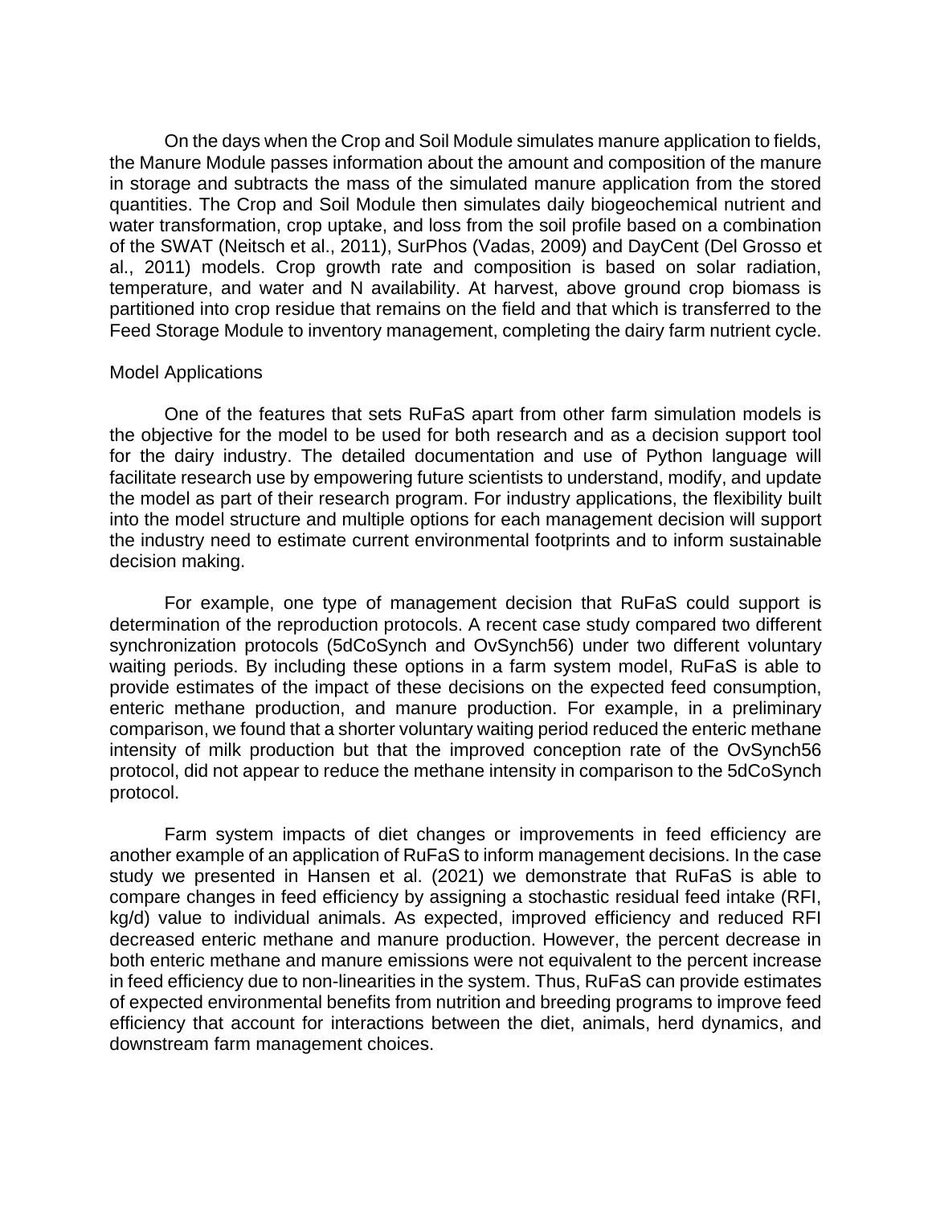On the days when the Crop and Soil Module simulates manure application to fields, the Manure Module passes information about the amount and composition of the manure in storage and subtracts the mass of the simulated manure application from the stored quantities. The Crop and Soil Module then simulates daily biogeochemical nutrient and water transformation, crop uptake, and loss from the soil profile based on a combination of the SWAT (Neitsch et al., 2011), SurPhos (Vadas, 2009) and DayCent (Del Grosso et al., 2011) models. Crop growth rate and composition is based on solar radiation, temperature, and water and N availability. At harvest, above ground crop biomass is partitioned into crop residue that remains on the field and that which is transferred to the Feed Storage Module to inventory management, completing the dairy farm nutrient cycle.

## Model Applications

One of the features that sets RuFaS apart from other farm simulation models is the objective for the model to be used for both research and as a decision support tool for the dairy industry. The detailed documentation and use of Python language will facilitate research use by empowering future scientists to understand, modify, and update the model as part of their research program. For industry applications, the flexibility built into the model structure and multiple options for each management decision will support the industry need to estimate current environmental footprints and to inform sustainable decision making.

For example, one type of management decision that RuFaS could support is determination of the reproduction protocols. A recent case study compared two different synchronization protocols (5dCoSynch and OvSynch56) under two different voluntary waiting periods. By including these options in a farm system model, RuFaS is able to provide estimates of the impact of these decisions on the expected feed consumption, enteric methane production, and manure production. For example, in a preliminary comparison, we found that a shorter voluntary waiting period reduced the enteric methane intensity of milk production but that the improved conception rate of the OvSynch56 protocol, did not appear to reduce the methane intensity in comparison to the 5dCoSynch protocol.

Farm system impacts of diet changes or improvements in feed efficiency are another example of an application of RuFaS to inform management decisions. In the case study we presented in Hansen et al. (2021) we demonstrate that RuFaS is able to compare changes in feed efficiency by assigning a stochastic residual feed intake (RFI, kg/d) value to individual animals. As expected, improved efficiency and reduced RFI decreased enteric methane and manure production. However, the percent decrease in both enteric methane and manure emissions were not equivalent to the percent increase in feed efficiency due to non-linearities in the system. Thus, RuFaS can provide estimates of expected environmental benefits from nutrition and breeding programs to improve feed efficiency that account for interactions between the diet, animals, herd dynamics, and downstream farm management choices.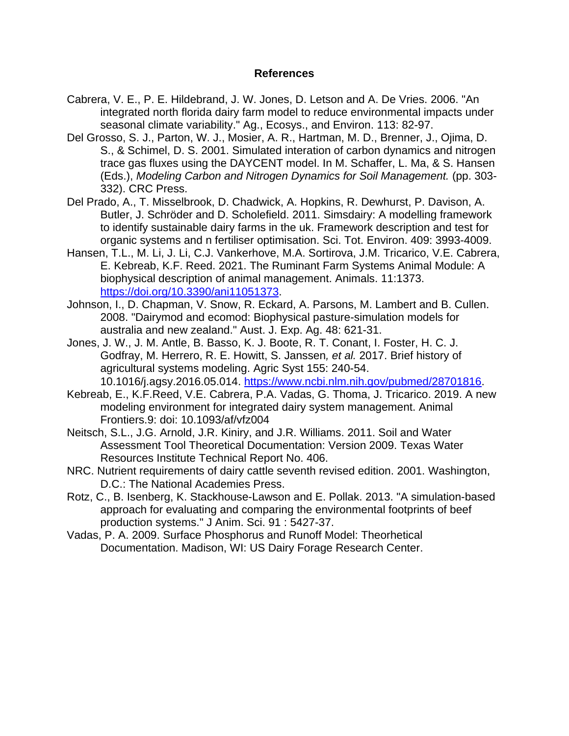## References

Cabrera, V. E., P. E. Hildebrand, J. W. Jones, D. Letson and A. De Vries. 2006. "An integrated north florida dairy farm model to reduce environmental impacts under seasonal climate variability." Ag., Ecosys., and Environ. 113: 82-97.

Del Grosso, S. J., Parton, W. J., Mosier, A. R., Hartman, M. D., Brenner, J., Ojima, D. S., & Schimel, D. S. 2001. Simulated interation of carbon dynamics and nitrogen trace gas fluxes using the DAYCENT model. In M. Schaffer, L. Ma, & S. Hansen (Eds.), *Modeling Carbon and Nitrogen Dynamics for Soil Management.* (pp. 303-332). CRC Press.

Del Prado, A., T. Misselbrook, D. Chadwick, A. Hopkins, R. Dewhurst, P. Davison, A. Butler, J. Schröder and D. Scholefield. 2011. Simsdairy: A modelling framework to identify sustainable dairy farms in the uk. Framework description and test for organic systems and n fertiliser optimisation. Sci. Tot. Environ. 409: 3993-4009.

Hansen, T.L., M. Li, J. Li, C.J. Vankerhove, M.A. Sortirova, J.M. Tricarico, V.E. Cabrera, E. Kebreab, K.F. Reed. 2021. The Ruminant Farm Systems Animal Module: A biophysical description of animal management. Animals. 11:1373. [https://doi.org/10.3390/ani11051373](https://doi.org/10.3390/ani11051373).

Johnson, I., D. Chapman, V. Snow, R. Eckard, A. Parsons, M. Lambert and B. Cullen. 2008. "Dairymod and ecomod: Biophysical pasture-simulation models for australia and new zealand." Aust. J. Exp. Ag. 48: 621-31.

Jones, J. W., J. M. Antle, B. Basso, K. J. Boote, R. T. Conant, I. Foster, H. C. J. Godfray, M. Herrero, R. E. Howitt, S. Janssen*, et al.* 2017. Brief history of agricultural systems modeling. Agric Syst 155: 240-54. 10.1016/j.agsy.2016.05.014. [https://www.ncbi.nlm.nih.gov/pubmed/28701816](https://www.ncbi.nlm.nih.gov/pubmed/28701816).

Kebreab, E., K.F.Reed, V.E. Cabrera, P.A. Vadas, G. Thoma, J. Tricarico. 2019. A new modeling environment for integrated dairy system management. Animal Frontiers.9: doi: 10.1093/af/vfz004

Neitsch, S.L., J.G. Arnold, J.R. Kiniry, and J.R. Williams. 2011. Soil and Water Assessment Tool Theoretical Documentation: Version 2009. Texas Water Resources Institute Technical Report No. 406.

NRC. Nutrient requirements of dairy cattle seventh revised edition. 2001. Washington, D.C.: The National Academies Press.

Rotz, C., B. Isenberg, K. Stackhouse-Lawson and E. Pollak. 2013. "A simulation-based approach for evaluating and comparing the environmental footprints of beef production systems." J Anim. Sci. 91 : 5427-37.

Vadas, P. A. 2009. Surface Phosphorus and Runoff Model: Theorhetical Documentation. Madison, WI: US Dairy Forage Research Center.